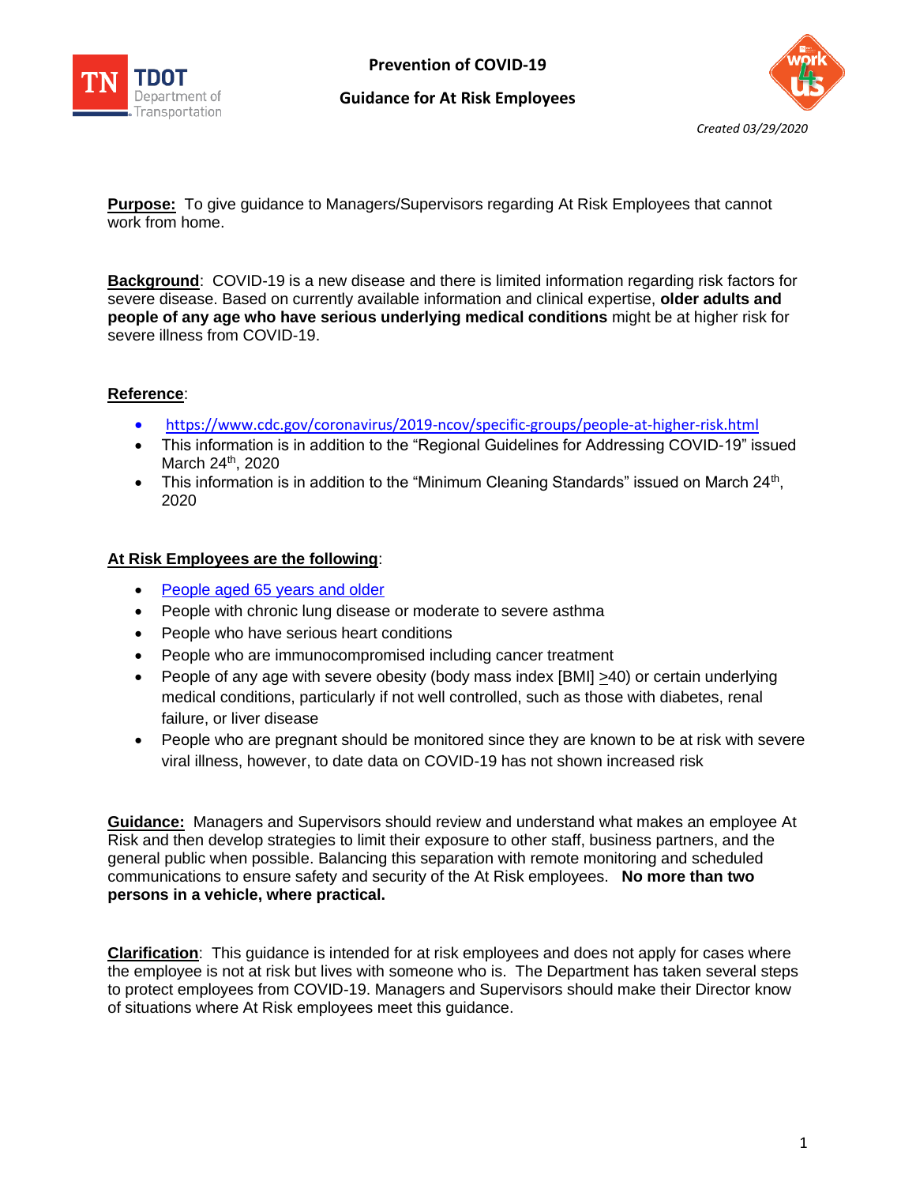# Prevention of COVID-19

## Guidance for At Risk Employees

*Created 03/29/2020*

**Purpose:** To give guidance to Managers/Supervisors regarding At Risk Employees that cannot work from home.

**Background**: COVID-19 is a new disease and there is limited information regarding risk factors for severe disease. Based on currently available information and clinical expertise, **older adults and people of any age who have serious underlying medical conditions** might be at higher risk for severe illness from COVID-19.

**Reference**:

- https://www.cdc.gov/coronavirus/2019-ncov/specific-groups/people-at-higher-risk.html
- This information is in addition to the "Regional Guidelines for Addressing COVID-19" issued March 24th, 2020
- This information is in addition to the "Minimum Cleaning Standards" issued on March 24th, 2020

**At Risk Employees are the following**:

- People aged 65 years and older
- People with chronic lung disease or moderate to severe asthma
- People who have serious heart conditions
- People who are immunocompromised including cancer treatment
- People of any age with severe obesity (body mass index [BMI] ≥40) or certain underlying medical conditions, particularly if not well controlled, such as those with diabetes, renal failure, or liver disease
- People who are pregnant should be monitored since they are known to be at risk with severe viral illness, however, to date data on COVID-19 has not shown increased risk

**Guidance:** Managers and Supervisors should review and understand what makes an employee At Risk and then develop strategies to limit their exposure to other staff, business partners, and the general public when possible. Balancing this separation with remote monitoring and scheduled communications to ensure safety and security of the At Risk employees. **No more than two persons in a vehicle, where practical.**

**Clarification**: This guidance is intended for at risk employees and does not apply for cases where the employee is not at risk but lives with someone who is. The Department has taken several steps to protect employees from COVID-19. Managers and Supervisors should make their Director know of situations where At Risk employees meet this guidance.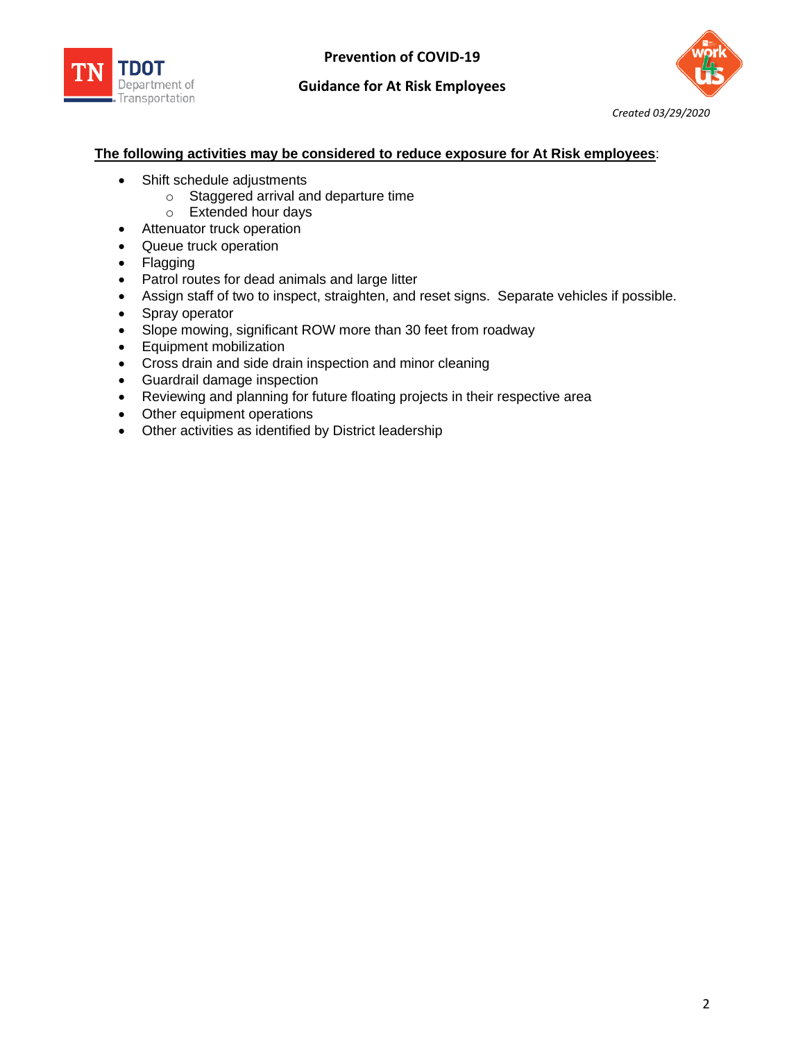**The following activities may be considered to reduce exposure for At Risk employees**:

- Shift schedule adjustments
  - Staggered arrival and departure time
  - Extended hour days
- Attenuator truck operation
- Queue truck operation
- Flagging
- Patrol routes for dead animals and large litter
- Assign staff of two to inspect, straighten, and reset signs. Separate vehicles if possible.
- Spray operator
- Slope mowing, significant ROW more than 30 feet from roadway
- Equipment mobilization
- Cross drain and side drain inspection and minor cleaning
- Guardrail damage inspection
- Reviewing and planning for future floating projects in their respective area
- Other equipment operations
- Other activities as identified by District leadership